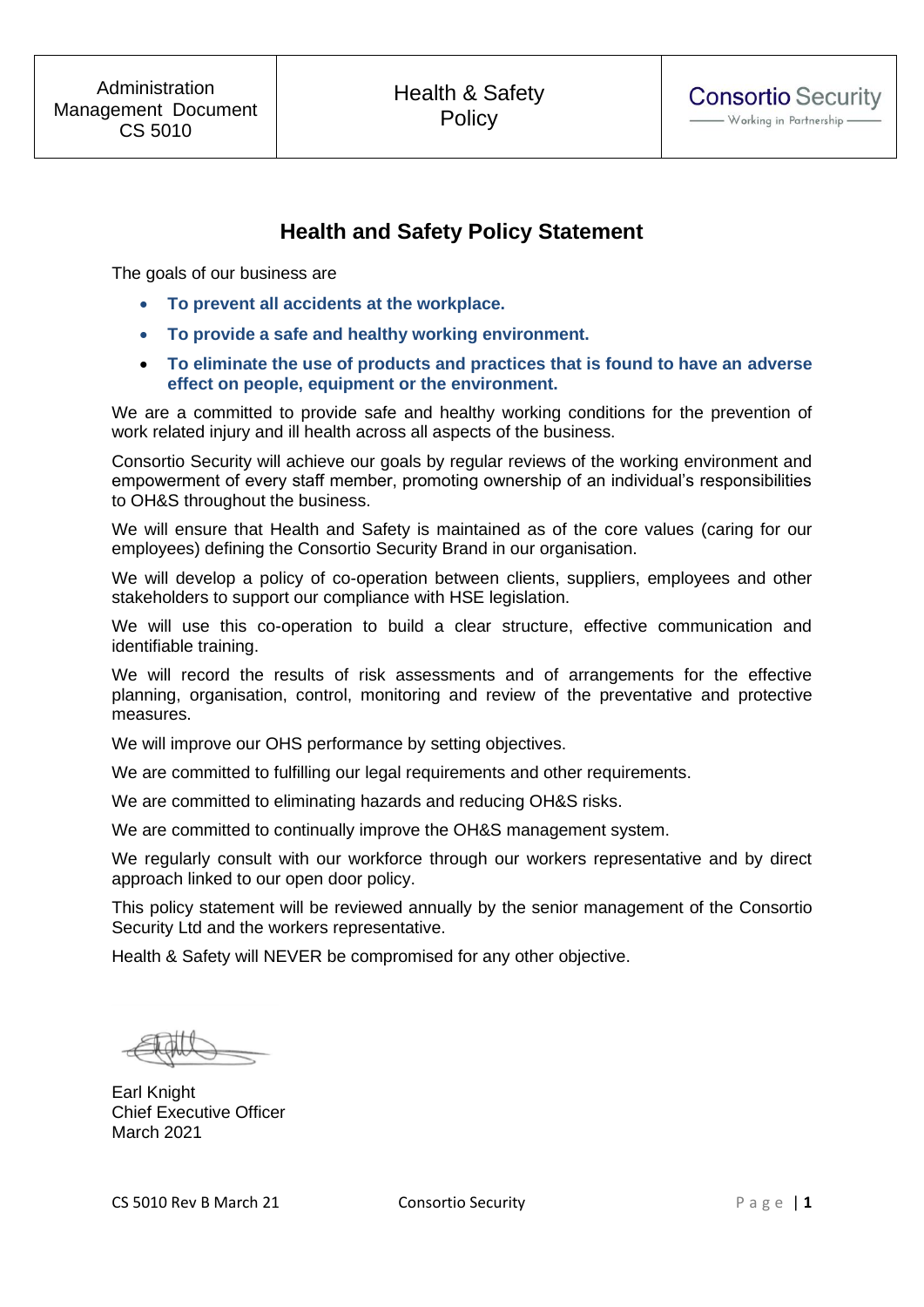| Administration Management Document CS 5010 | Health & Safety Policy | Consortio Security — Working in Partnership — |
|---|---|---|

## Health and Safety Policy Statement

The goals of our business are

- **To prevent all accidents at the workplace.**
- **To provide a safe and healthy working environment.**
- **To eliminate the use of products and practices that is found to have an adverse effect on people, equipment or the environment.**

We are a committed to provide safe and healthy working conditions for the prevention of work related injury and ill health across all aspects of the business.

Consortio Security will achieve our goals by regular reviews of the working environment and empowerment of every staff member, promoting ownership of an individual's responsibilities to OH&S throughout the business.

We will ensure that Health and Safety is maintained as of the core values (caring for our employees) defining the Consortio Security Brand in our organisation.

We will develop a policy of co-operation between clients, suppliers, employees and other stakeholders to support our compliance with HSE legislation.

We will use this co-operation to build a clear structure, effective communication and identifiable training.

We will record the results of risk assessments and of arrangements for the effective planning, organisation, control, monitoring and review of the preventative and protective measures.

We will improve our OHS performance by setting objectives.

We are committed to fulfilling our legal requirements and other requirements.

We are committed to eliminating hazards and reducing OH&S risks.

We are committed to continually improve the OH&S management system.

We regularly consult with our workforce through our workers representative and by direct approach linked to our open door policy.

This policy statement will be reviewed annually by the senior management of the Consortio Security Ltd and the workers representative.

Health & Safety will NEVER be compromised for any other objective.

Earl Knight
Chief Executive Officer
March 2021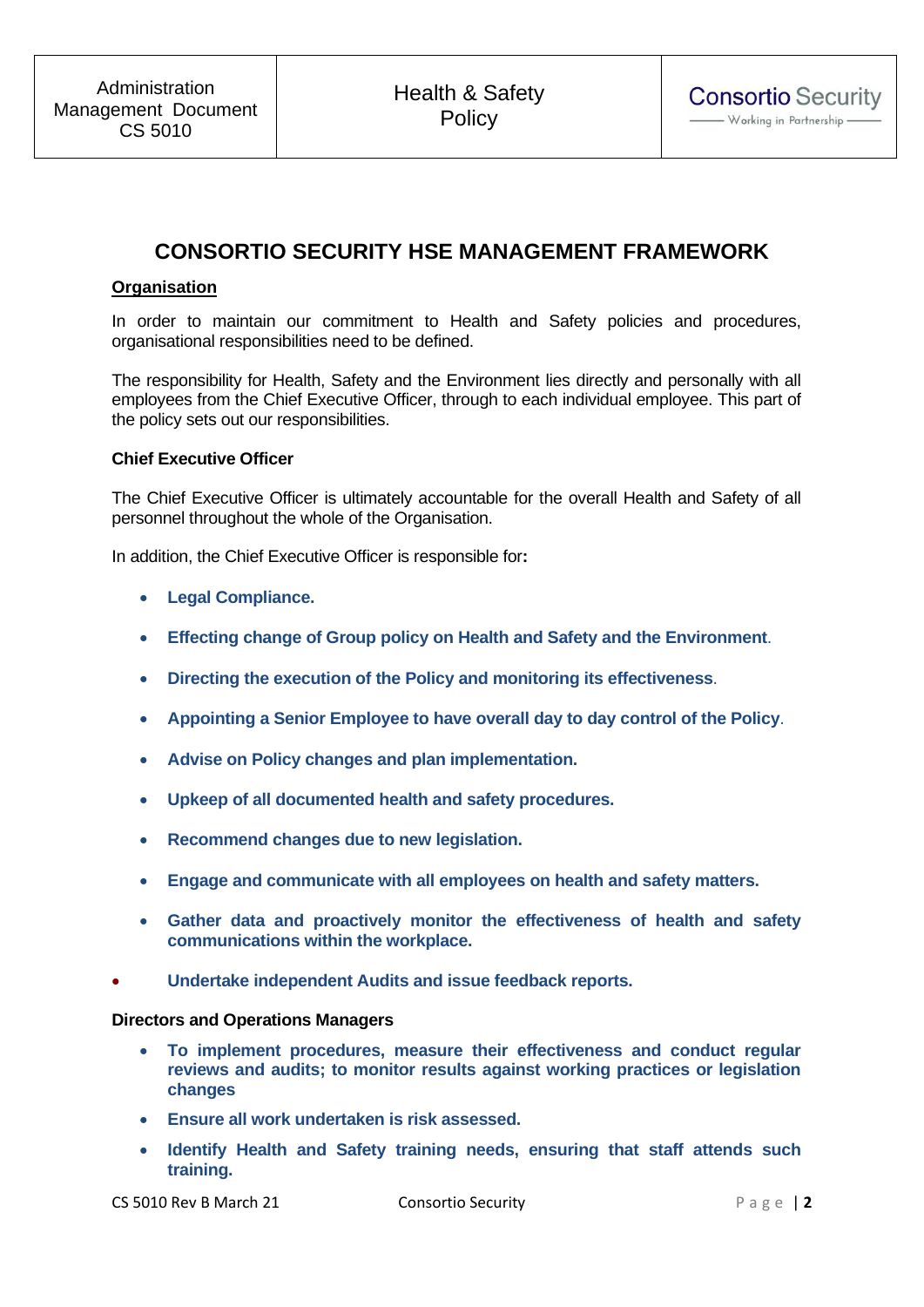# CONSORTIO SECURITY HSE MANAGEMENT FRAMEWORK

## Organisation

In order to maintain our commitment to Health and Safety policies and procedures, organisational responsibilities need to be defined.

The responsibility for Health, Safety and the Environment lies directly and personally with all employees from the Chief Executive Officer, through to each individual employee. This part of the policy sets out our responsibilities.

### Chief Executive Officer

The Chief Executive Officer is ultimately accountable for the overall Health and Safety of all personnel throughout the whole of the Organisation.

In addition, the Chief Executive Officer is responsible for**:**

- **Legal Compliance.**
- **Effecting change of Group policy on Health and Safety and the Environment**.
- **Directing the execution of the Policy and monitoring its effectiveness**.
- **Appointing a Senior Employee to have overall day to day control of the Policy**.
- **Advise on Policy changes and plan implementation.**
- **Upkeep of all documented health and safety procedures.**
- **Recommend changes due to new legislation.**
- **Engage and communicate with all employees on health and safety matters.**
- **Gather data and proactively monitor the effectiveness of health and safety communications within the workplace.**
- **Undertake independent Audits and issue feedback reports.**

### Directors and Operations Managers

- **To implement procedures, measure their effectiveness and conduct regular reviews and audits; to monitor results against working practices or legislation changes**
- **Ensure all work undertaken is risk assessed.**
- **Identify Health and Safety training needs, ensuring that staff attends such training.**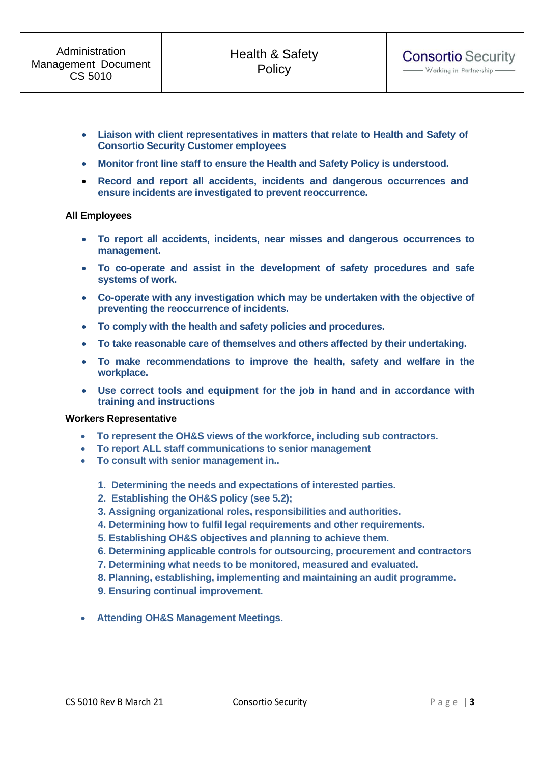- **Liaison with client representatives in matters that relate to Health and Safety of Consortio Security Customer employees**
- **Monitor front line staff to ensure the Health and Safety Policy is understood.**
- **Record and report all accidents, incidents and dangerous occurrences and ensure incidents are investigated to prevent reoccurrence.**

**All Employees**

- **To report all accidents, incidents, near misses and dangerous occurrences to management.**
- **To co-operate and assist in the development of safety procedures and safe systems of work.**
- **Co-operate with any investigation which may be undertaken with the objective of preventing the reoccurrence of incidents.**
- **To comply with the health and safety policies and procedures.**
- **To take reasonable care of themselves and others affected by their undertaking.**
- **To make recommendations to improve the health, safety and welfare in the workplace.**
- **Use correct tools and equipment for the job in hand and in accordance with training and instructions**

**Workers Representative**

- **To represent the OH&S views of the workforce, including sub contractors.**
- **To report ALL staff communications to senior management**
- **To consult with senior management in..**

1. **Determining the needs and expectations of interested parties.**
2. **Establishing the OH&S policy (see 5.2);**
3. **Assigning organizational roles, responsibilities and authorities.**
4. **Determining how to fulfil legal requirements and other requirements.**
5. **Establishing OH&S objectives and planning to achieve them.**
6. **Determining applicable controls for outsourcing, procurement and contractors**
7. **Determining what needs to be monitored, measured and evaluated.**
8. **Planning, establishing, implementing and maintaining an audit programme.**
9. **Ensuring continual improvement.**

- **Attending OH&S Management Meetings.**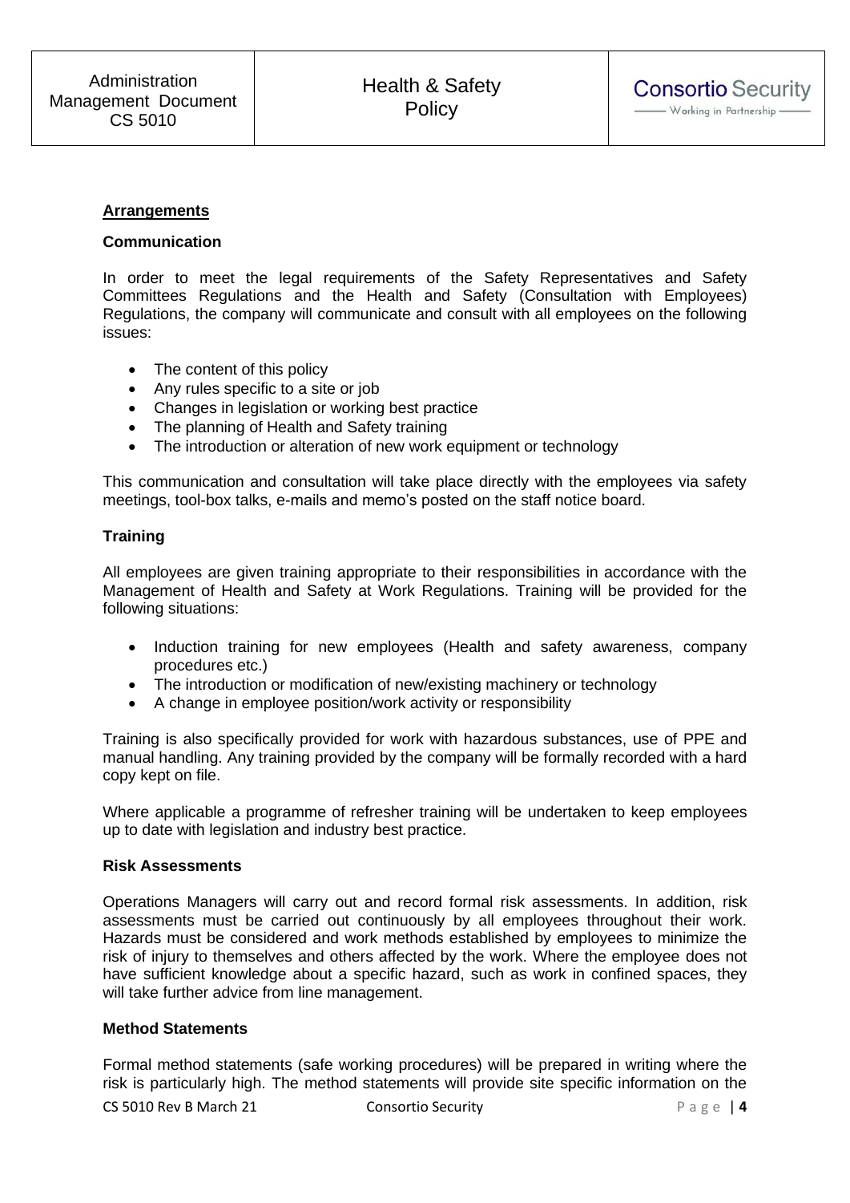## Arrangements

### Communication

In order to meet the legal requirements of the Safety Representatives and Safety Committees Regulations and the Health and Safety (Consultation with Employees) Regulations, the company will communicate and consult with all employees on the following issues:

- The content of this policy
- Any rules specific to a site or job
- Changes in legislation or working best practice
- The planning of Health and Safety training
- The introduction or alteration of new work equipment or technology

This communication and consultation will take place directly with the employees via safety meetings, tool-box talks, e-mails and memo's posted on the staff notice board.

### Training

All employees are given training appropriate to their responsibilities in accordance with the Management of Health and Safety at Work Regulations. Training will be provided for the following situations:

- Induction training for new employees (Health and safety awareness, company procedures etc.)
- The introduction or modification of new/existing machinery or technology
- A change in employee position/work activity or responsibility

Training is also specifically provided for work with hazardous substances, use of PPE and manual handling. Any training provided by the company will be formally recorded with a hard copy kept on file.

Where applicable a programme of refresher training will be undertaken to keep employees up to date with legislation and industry best practice.

### Risk Assessments

Operations Managers will carry out and record formal risk assessments. In addition, risk assessments must be carried out continuously by all employees throughout their work. Hazards must be considered and work methods established by employees to minimize the risk of injury to themselves and others affected by the work. Where the employee does not have sufficient knowledge about a specific hazard, such as work in confined spaces, they will take further advice from line management.

### Method Statements

Formal method statements (safe working procedures) will be prepared in writing where the risk is particularly high. The method statements will provide site specific information on the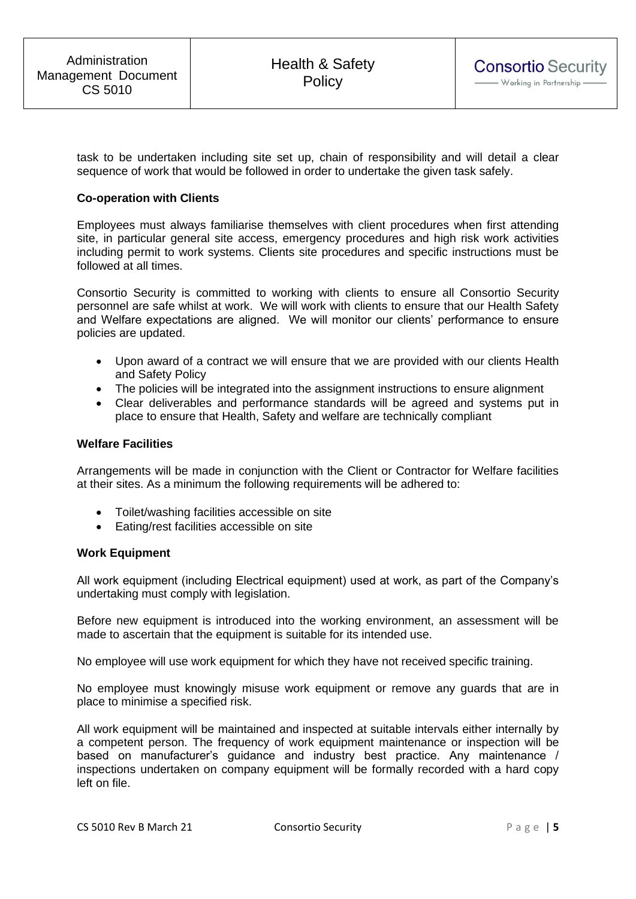task to be undertaken including site set up, chain of responsibility and will detail a clear sequence of work that would be followed in order to undertake the given task safely.

**Co-operation with Clients**

Employees must always familiarise themselves with client procedures when first attending site, in particular general site access, emergency procedures and high risk work activities including permit to work systems. Clients site procedures and specific instructions must be followed at all times.

Consortio Security is committed to working with clients to ensure all Consortio Security personnel are safe whilst at work. We will work with clients to ensure that our Health Safety and Welfare expectations are aligned. We will monitor our clients' performance to ensure policies are updated.

- Upon award of a contract we will ensure that we are provided with our clients Health and Safety Policy
- The policies will be integrated into the assignment instructions to ensure alignment
- Clear deliverables and performance standards will be agreed and systems put in place to ensure that Health, Safety and welfare are technically compliant

**Welfare Facilities**

Arrangements will be made in conjunction with the Client or Contractor for Welfare facilities at their sites. As a minimum the following requirements will be adhered to:

- Toilet/washing facilities accessible on site
- Eating/rest facilities accessible on site

**Work Equipment**

All work equipment (including Electrical equipment) used at work, as part of the Company's undertaking must comply with legislation.

Before new equipment is introduced into the working environment, an assessment will be made to ascertain that the equipment is suitable for its intended use.

No employee will use work equipment for which they have not received specific training.

No employee must knowingly misuse work equipment or remove any guards that are in place to minimise a specified risk.

All work equipment will be maintained and inspected at suitable intervals either internally by a competent person. The frequency of work equipment maintenance or inspection will be based on manufacturer's guidance and industry best practice. Any maintenance / inspections undertaken on company equipment will be formally recorded with a hard copy left on file.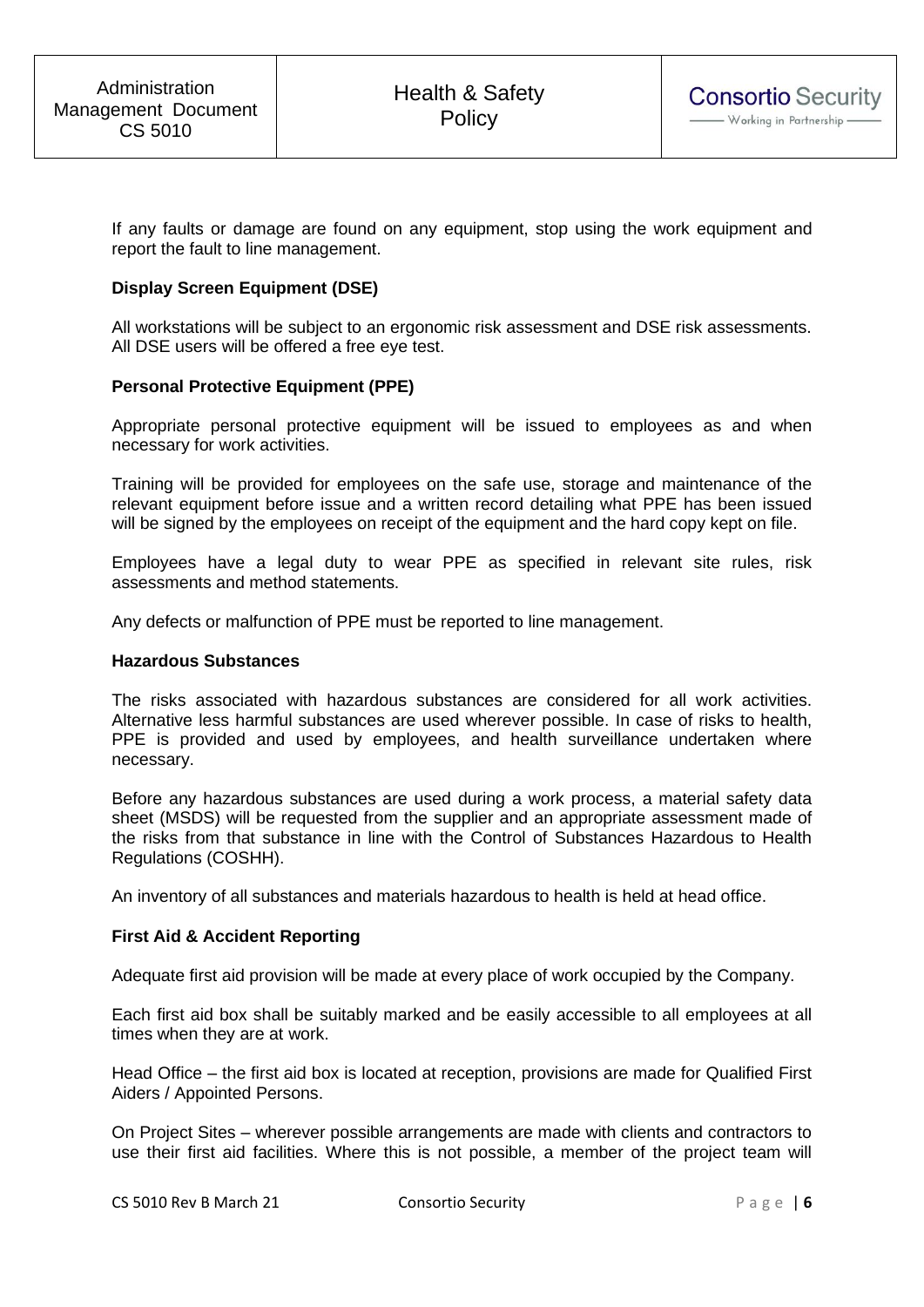If any faults or damage are found on any equipment, stop using the work equipment and report the fault to line management.

**Display Screen Equipment (DSE)**

All workstations will be subject to an ergonomic risk assessment and DSE risk assessments. All DSE users will be offered a free eye test.

**Personal Protective Equipment (PPE)**

Appropriate personal protective equipment will be issued to employees as and when necessary for work activities.

Training will be provided for employees on the safe use, storage and maintenance of the relevant equipment before issue and a written record detailing what PPE has been issued will be signed by the employees on receipt of the equipment and the hard copy kept on file.

Employees have a legal duty to wear PPE as specified in relevant site rules, risk assessments and method statements.

Any defects or malfunction of PPE must be reported to line management.

**Hazardous Substances**

The risks associated with hazardous substances are considered for all work activities. Alternative less harmful substances are used wherever possible. In case of risks to health, PPE is provided and used by employees, and health surveillance undertaken where necessary.

Before any hazardous substances are used during a work process, a material safety data sheet (MSDS) will be requested from the supplier and an appropriate assessment made of the risks from that substance in line with the Control of Substances Hazardous to Health Regulations (COSHH).

An inventory of all substances and materials hazardous to health is held at head office.

**First Aid & Accident Reporting**

Adequate first aid provision will be made at every place of work occupied by the Company.

Each first aid box shall be suitably marked and be easily accessible to all employees at all times when they are at work.

Head Office – the first aid box is located at reception, provisions are made for Qualified First Aiders / Appointed Persons.

On Project Sites – wherever possible arrangements are made with clients and contractors to use their first aid facilities. Where this is not possible, a member of the project team will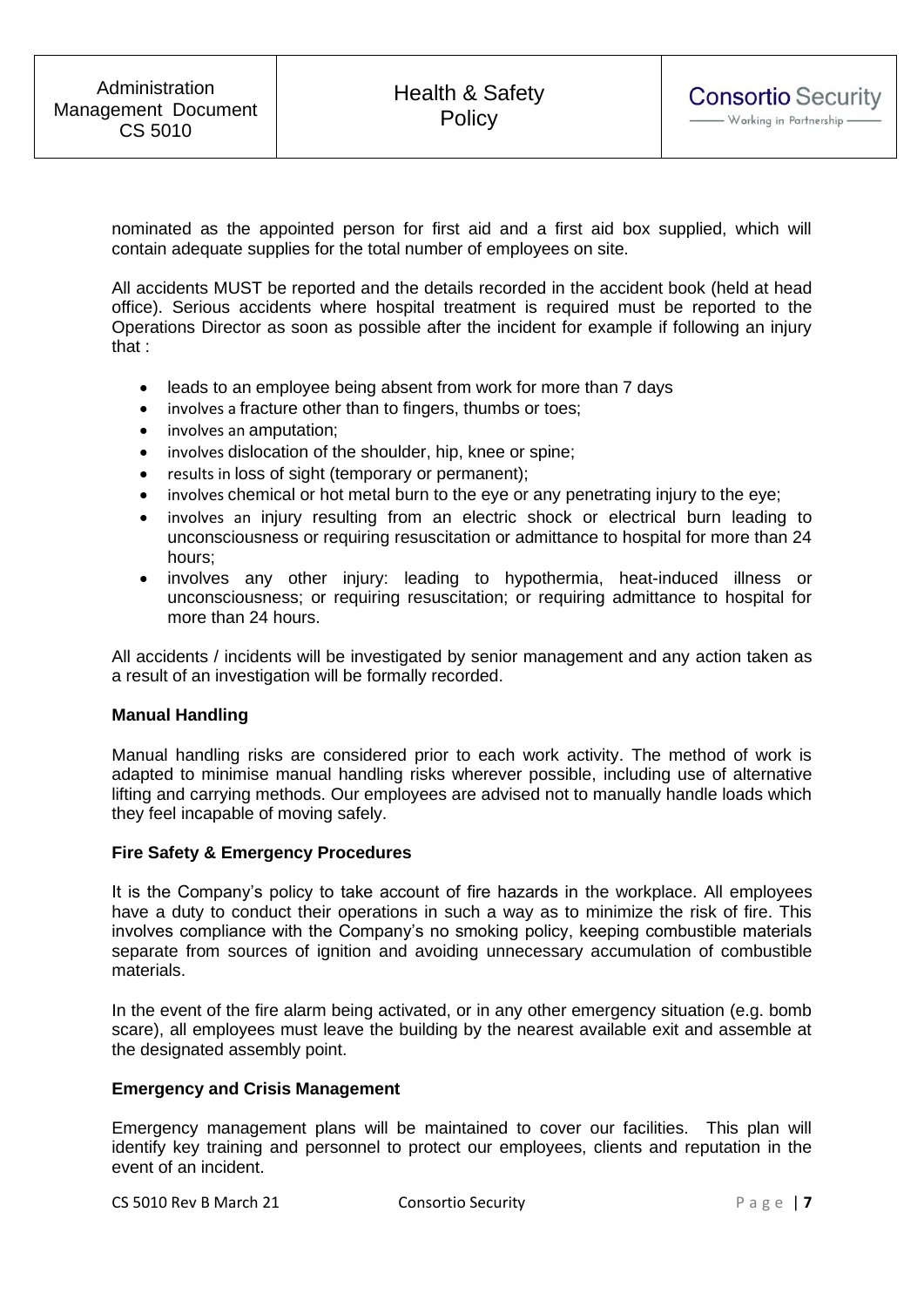nominated as the appointed person for first aid and a first aid box supplied, which will contain adequate supplies for the total number of employees on site.

All accidents MUST be reported and the details recorded in the accident book (held at head office). Serious accidents where hospital treatment is required must be reported to the Operations Director as soon as possible after the incident for example if following an injury that :

- leads to an employee being absent from work for more than 7 days
- involves a fracture other than to fingers, thumbs or toes;
- involves an amputation;
- involves dislocation of the shoulder, hip, knee or spine;
- results in loss of sight (temporary or permanent);
- involves chemical or hot metal burn to the eye or any penetrating injury to the eye;
- involves an injury resulting from an electric shock or electrical burn leading to unconsciousness or requiring resuscitation or admittance to hospital for more than 24 hours;
- involves any other injury: leading to hypothermia, heat-induced illness or unconsciousness; or requiring resuscitation; or requiring admittance to hospital for more than 24 hours.

All accidents / incidents will be investigated by senior management and any action taken as a result of an investigation will be formally recorded.

**Manual Handling**

Manual handling risks are considered prior to each work activity. The method of work is adapted to minimise manual handling risks wherever possible, including use of alternative lifting and carrying methods. Our employees are advised not to manually handle loads which they feel incapable of moving safely.

**Fire Safety & Emergency Procedures**

It is the Company's policy to take account of fire hazards in the workplace. All employees have a duty to conduct their operations in such a way as to minimize the risk of fire. This involves compliance with the Company's no smoking policy, keeping combustible materials separate from sources of ignition and avoiding unnecessary accumulation of combustible materials.

In the event of the fire alarm being activated, or in any other emergency situation (e.g. bomb scare), all employees must leave the building by the nearest available exit and assemble at the designated assembly point.

**Emergency and Crisis Management**

Emergency management plans will be maintained to cover our facilities. This plan will identify key training and personnel to protect our employees, clients and reputation in the event of an incident.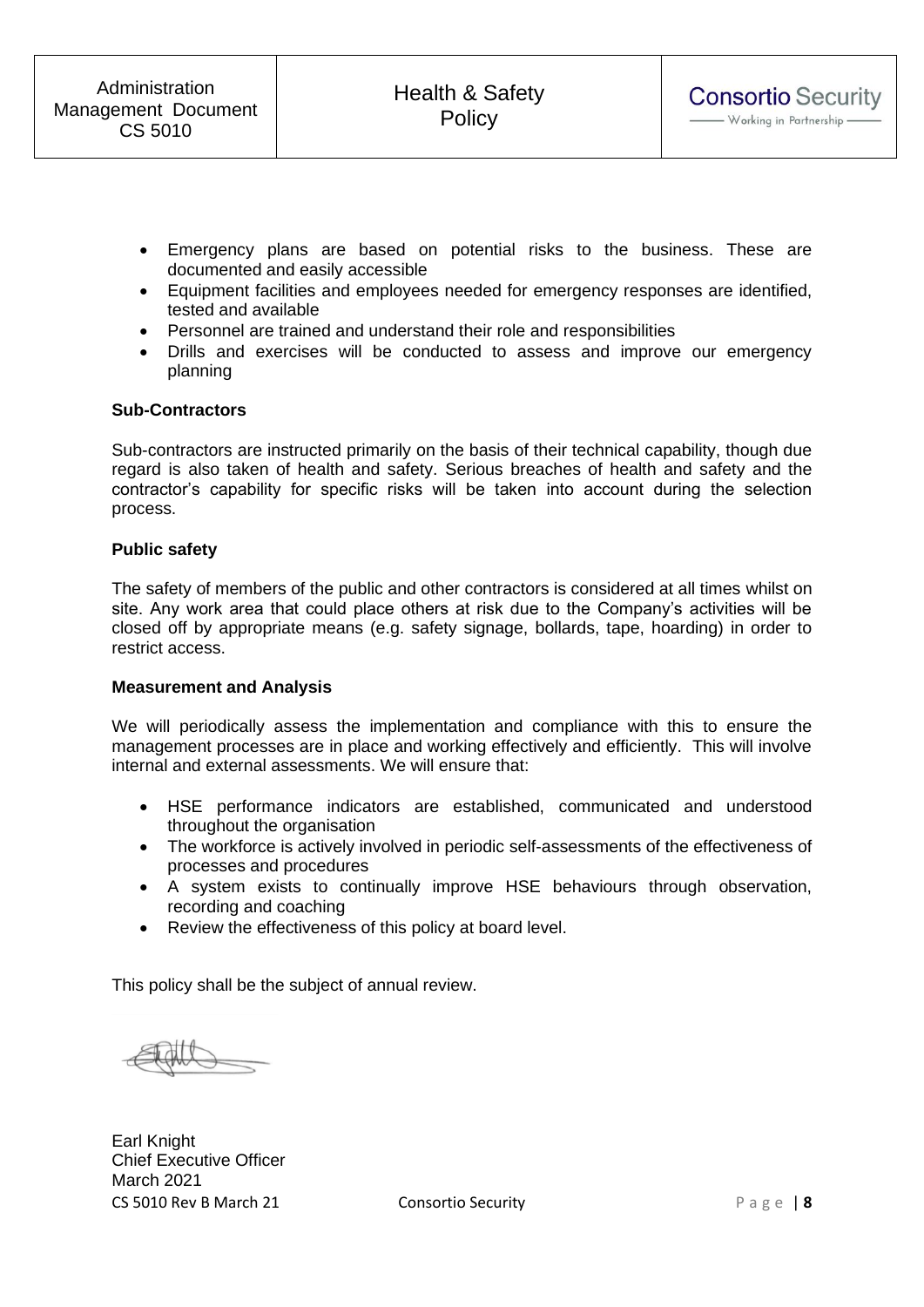- Emergency plans are based on potential risks to the business. These are documented and easily accessible
- Equipment facilities and employees needed for emergency responses are identified, tested and available
- Personnel are trained and understand their role and responsibilities
- Drills and exercises will be conducted to assess and improve our emergency planning

**Sub-Contractors**

Sub-contractors are instructed primarily on the basis of their technical capability, though due regard is also taken of health and safety. Serious breaches of health and safety and the contractor's capability for specific risks will be taken into account during the selection process.

**Public safety**

The safety of members of the public and other contractors is considered at all times whilst on site. Any work area that could place others at risk due to the Company's activities will be closed off by appropriate means (e.g. safety signage, bollards, tape, hoarding) in order to restrict access.

**Measurement and Analysis**

We will periodically assess the implementation and compliance with this to ensure the management processes are in place and working effectively and efficiently. This will involve internal and external assessments. We will ensure that:

- HSE performance indicators are established, communicated and understood throughout the organisation
- The workforce is actively involved in periodic self-assessments of the effectiveness of processes and procedures
- A system exists to continually improve HSE behaviours through observation, recording and coaching
- Review the effectiveness of this policy at board level.

This policy shall be the subject of annual review.

Earl Knight
Chief Executive Officer
March 2021